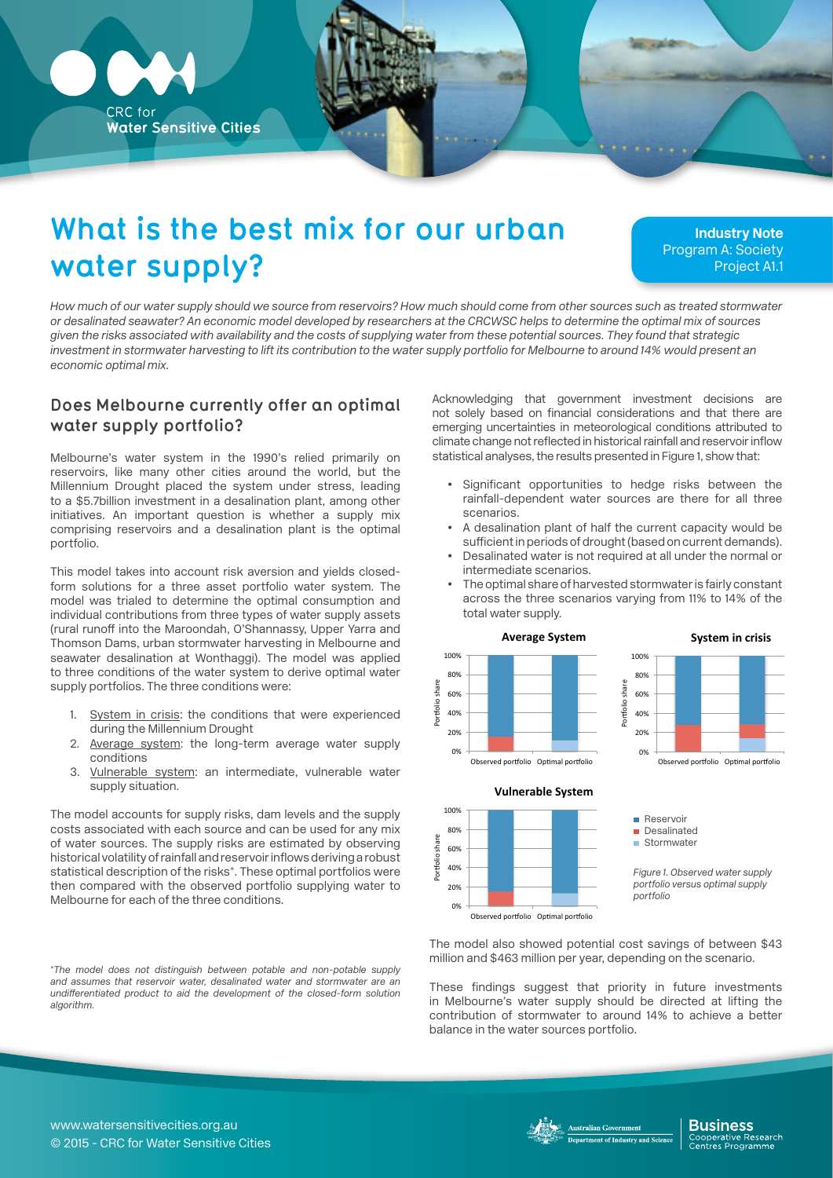CRC for
**Water Sensitive Cities**

# What is the best mix for our urban water supply?

**Industry Note**
Program A: Society
Project A1.1

*How much of our water supply should we source from reservoirs? How much should come from other sources such as treated stormwater or desalinated seawater? An economic model developed by researchers at the CRCWSC helps to determine the optimal mix of sources given the risks associated with availability and the costs of supplying water from these potential sources. They found that strategic investment in stormwater harvesting to lift its contribution to the water supply portfolio for Melbourne to around 14% would present an economic optimal mix.*

## Does Melbourne currently offer an optimal water supply portfolio?

Melbourne's water system in the 1990's relied primarily on reservoirs, like many other cities around the world, but the Millennium Drought placed the system under stress, leading to a $5.7billion investment in a desalination plant, among other initiatives. An important question is whether a supply mix comprising reservoirs and a desalination plant is the optimal portfolio.

This model takes into account risk aversion and yields closed-form solutions for a three asset portfolio water system. The model was trialed to determine the optimal consumption and individual contributions from three types of water supply assets (rural runoff into the Maroondah, O'Shannassy, Upper Yarra and Thomson Dams, urban stormwater harvesting in Melbourne and seawater desalination at Wonthaggi). The model was applied to three conditions of the water system to derive optimal water supply portfolios. The three conditions were:

1. System in crisis: the conditions that were experienced during the Millennium Drought
2. Average system: the long-term average water supply conditions
3. Vulnerable system: an intermediate, vulnerable water supply situation.

The model accounts for supply risks, dam levels and the supply costs associated with each source and can be used for any mix of water sources. The supply risks are estimated by observing historical volatility of rainfall and reservoir inflows deriving a robust statistical description of the risks*. These optimal portfolios were then compared with the observed portfolio supplying water to Melbourne for each of the three conditions.

*\*The model does not distinguish between potable and non-potable supply and assumes that reservoir water, desalinated water and stormwater are an undifferentiated product to aid the development of the closed-form solution algorithm.*

Acknowledging that government investment decisions are not solely based on financial considerations and that there are emerging uncertainties in meteorological conditions attributed to climate change not reflected in historical rainfall and reservoir inflow statistical analyses, the results presented in Figure 1, show that:

- Significant opportunities to hedge risks between the rainfall-dependent water sources are there for all three scenarios.
- A desalination plant of half the current capacity would be sufficient in periods of drought (based on current demands).
- Desalinated water is not required at all under the normal or intermediate scenarios.
- The optimal share of harvested stormwater is fairly constant across the three scenarios varying from 11% to 14% of the total water supply.

*Figure 1. Observed water supply portfolio versus optimal supply portfolio*

The model also showed potential cost savings of between $43 million and $463 million per year, depending on the scenario.

These findings suggest that priority in future investments in Melbourne's water supply should be directed at lifting the contribution of stormwater to around 14% to achieve a better balance in the water sources portfolio.

www.watersensitivecities.org.au
© 2015 - CRC for Water Sensitive Cities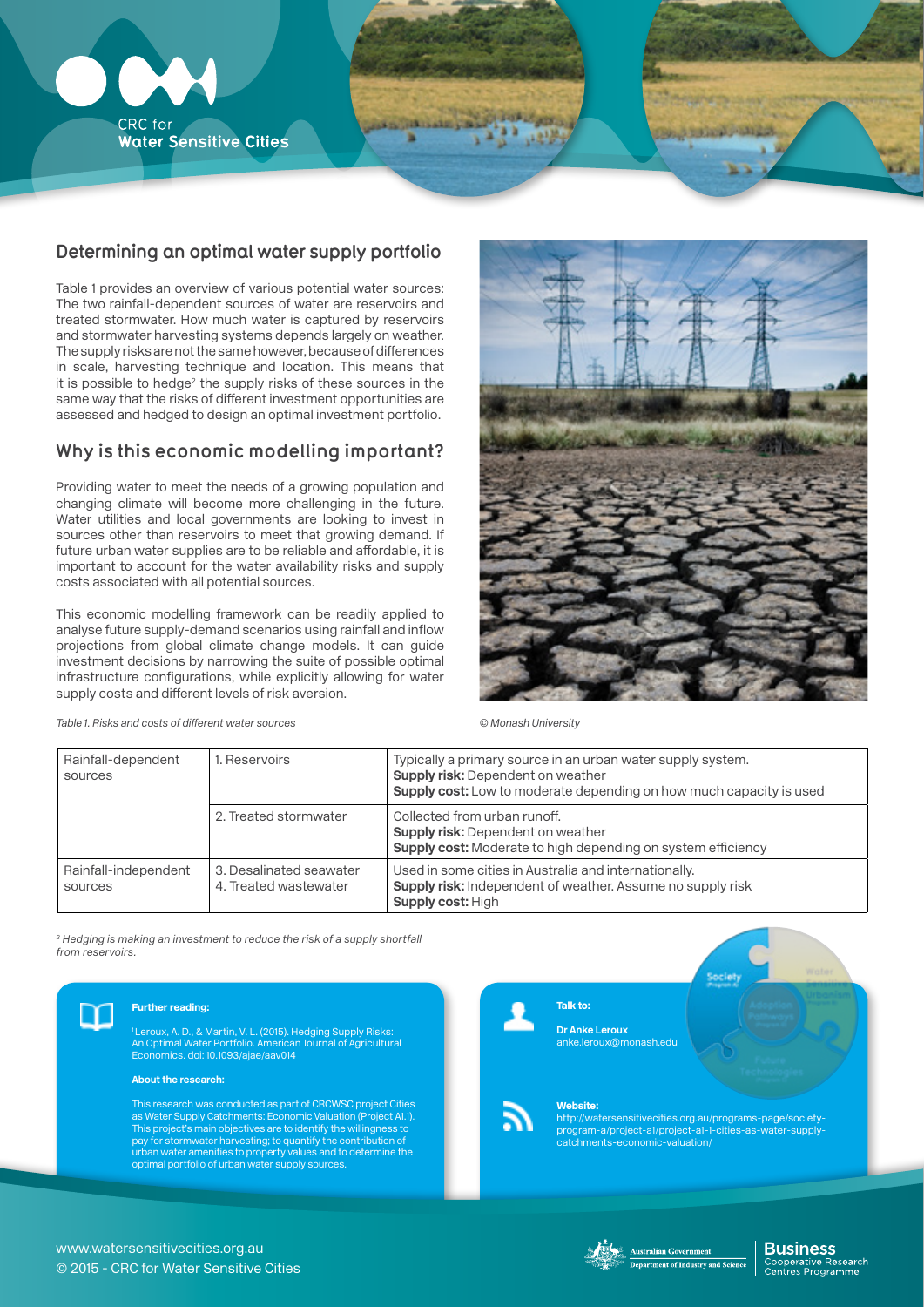## Determining an optimal water supply portfolio

Table 1 provides an overview of various potential water sources: The two rainfall-dependent sources of water are reservoirs and treated stormwater. How much water is captured by reservoirs and stormwater harvesting systems depends largely on weather. The supply risks are not the same however, because of differences in scale, harvesting technique and location. This means that it is possible to hedge[2] the supply risks of these sources in the same way that the risks of different investment opportunities are assessed and hedged to design an optimal investment portfolio.

## Why is this economic modelling important?

Providing water to meet the needs of a growing population and changing climate will become more challenging in the future. Water utilities and local governments are looking to invest in sources other than reservoirs to meet that growing demand. If future urban water supplies are to be reliable and affordable, it is important to account for the water availability risks and supply costs associated with all potential sources.

This economic modelling framework can be readily applied to analyse future supply-demand scenarios using rainfall and inflow projections from global climate change models. It can guide investment decisions by narrowing the suite of possible optimal infrastructure configurations, while explicitly allowing for water supply costs and different levels of risk aversion.

*© Monash University*

*Table 1. Risks and costs of different water sources*

| | | |
|---|---|---|
| Rainfall-dependent sources | 1. Reservoirs | Typically a primary source in an urban water supply system.<br>**Supply risk:** Dependent on weather<br>**Supply cost:** Low to moderate depending on how much capacity is used |
| | 2. Treated stormwater | Collected from urban runoff.<br>**Supply risk:** Dependent on weather<br>**Supply cost:** Moderate to high depending on system efficiency |
| Rainfall-independent sources | 3. Desalinated seawater<br>4. Treated wastewater | Used in some cities in Australia and internationally.<br>**Supply risk:** Independent of weather. Assume no supply risk<br>**Supply cost:** High |

*[2] Hedging is making an investment to reduce the risk of a supply shortfall from reservoirs.*

**Further reading:**

[1]Leroux, A. D., & Martin, V. L. (2015). Hedging Supply Risks: An Optimal Water Portfolio. American Journal of Agricultural Economics. doi: 10.1093/ajae/aav014

**About the research:**

This research was conducted as part of CRCWSC project Cities as Water Supply Catchments: Economic Valuation (Project A1.1). This project's main objectives are to identify the willingness to pay for stormwater harvesting; to quantify the contribution of urban water amenities to property values and to determine the optimal portfolio of urban water supply sources.

**Talk to:**

**Dr Anke Leroux**
anke.leroux@monash.edu

**Website:**
http://watersensitivecities.org.au/programs-page/society-program-a/project-a1/project-a1-1-cities-as-water-supply-catchments-economic-valuation/

www.watersensitivecities.org.au
© 2015 - CRC for Water Sensitive Cities